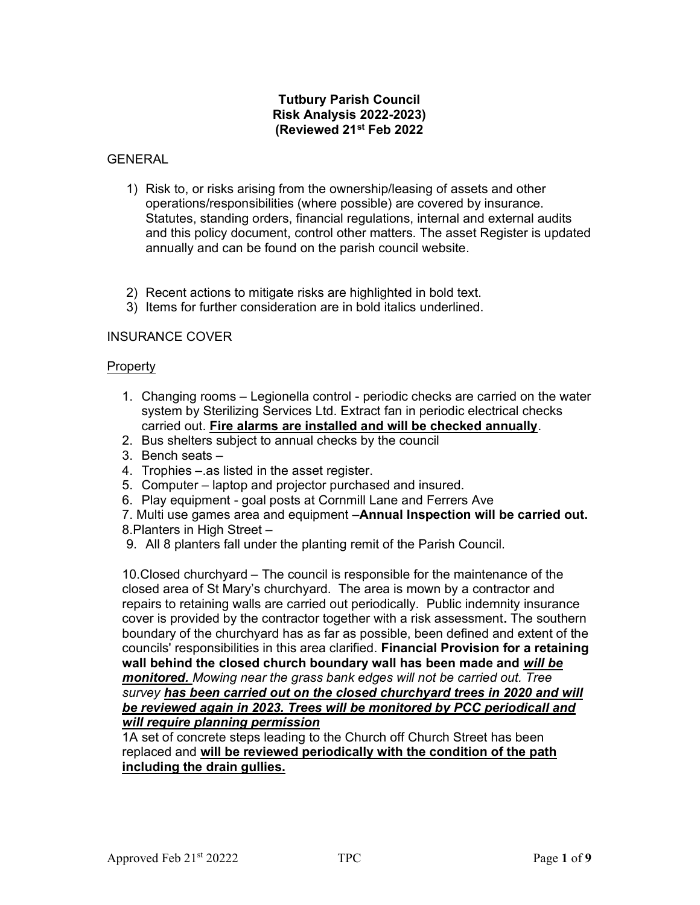**Tutbury Parish Council**
**Risk Analysis 2022-2023)**
**(Reviewed 21st Feb 2022**

GENERAL

1) Risk to, or risks arising from the ownership/leasing of assets and other operations/responsibilities (where possible) are covered by insurance. Statutes, standing orders, financial regulations, internal and external audits and this policy document, control other matters. The asset Register is updated annually and can be found on the parish council website.

2) Recent actions to mitigate risks are highlighted in bold text.
3) Items for further consideration are in bold italics underlined.

INSURANCE COVER

Property

1. Changing rooms – Legionella control - periodic checks are carried on the water system by Sterilizing Services Ltd. Extract fan in periodic electrical checks carried out. **<u>Fire alarms are installed and will be checked annually</u>**.
2. Bus shelters subject to annual checks by the council
3. Bench seats –
4. Trophies –.as listed in the asset register.
5. Computer – laptop and projector purchased and insured.
6. Play equipment - goal posts at Cornmill Lane and Ferrers Ave
7. Multi use games area and equipment –**Annual Inspection will be carried out.**
8. Planters in High Street –
9. All 8 planters fall under the planting remit of the Parish Council.

10. Closed churchyard – The council is responsible for the maintenance of the closed area of St Mary's churchyard. The area is mown by a contractor and repairs to retaining walls are carried out periodically. Public indemnity insurance cover is provided by the contractor together with a risk assessment**.** The southern boundary of the churchyard has as far as possible, been defined and extent of the councils' responsibilities in this area clarified. **Financial Provision for a retaining wall behind the closed church boundary wall has been made and *<u>will be monitored.</u>*** *Mowing near the grass bank edges will not be carried out. Tree survey* ***<u>has been carried out on the closed churchyard trees in 2020 and will be reviewed again in 2023. Trees will be monitored by PCC periodicall and will require planning permission</u>***

1A set of concrete steps leading to the Church off Church Street has been replaced and **<u>will be reviewed periodically with the condition of the path including the drain gullies.</u>**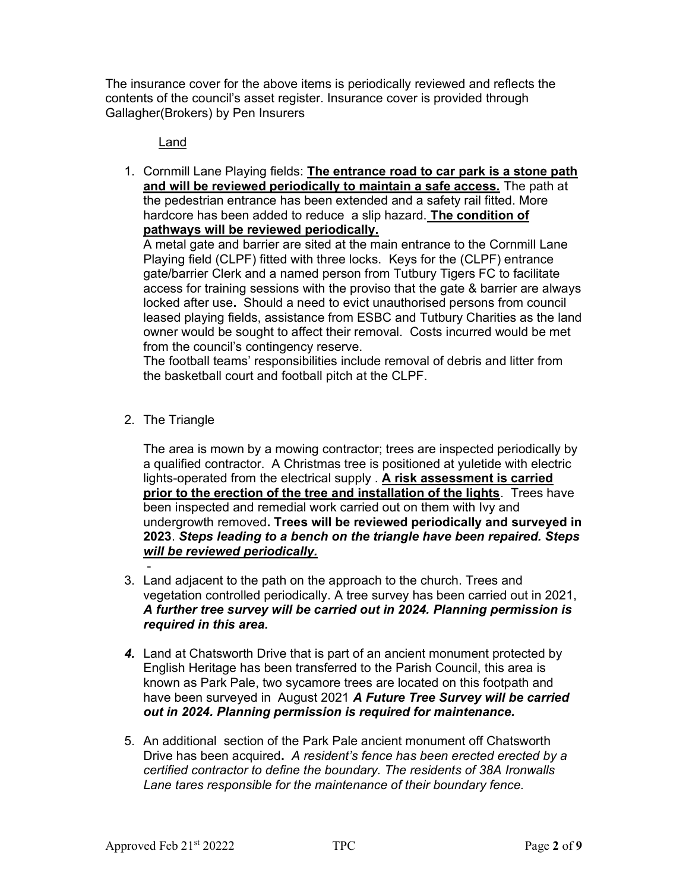The insurance cover for the above items is periodically reviewed and reflects the contents of the council's asset register. Insurance cover is provided through Gallagher(Brokers) by Pen Insurers

Land

1. Cornmill Lane Playing fields: <u>**The entrance road to car park is a stone path and will be reviewed periodically to maintain a safe access.**</u> The path at the pedestrian entrance has been extended and a safety rail fitted. More hardcore has been added to reduce a slip hazard. <u>**The condition of pathways will be reviewed periodically.**</u>

   A metal gate and barrier are sited at the main entrance to the Cornmill Lane Playing field (CLPF) fitted with three locks. Keys for the (CLPF) entrance gate/barrier Clerk and a named person from Tutbury Tigers FC to facilitate access for training sessions with the proviso that the gate & barrier are always locked after use**.** Should a need to evict unauthorised persons from council leased playing fields, assistance from ESBC and Tutbury Charities as the land owner would be sought to affect their removal. Costs incurred would be met from the council's contingency reserve.

   The football teams' responsibilities include removal of debris and litter from the basketball court and football pitch at the CLPF.

2. The Triangle

   The area is mown by a mowing contractor; trees are inspected periodically by a qualified contractor. A Christmas tree is positioned at yuletide with electric lights-operated from the electrical supply . <u>**A risk assessment is carried prior to the erection of the tree and installation of the lights**</u>. Trees have been inspected and remedial work carried out on them with Ivy and undergrowth removed**. Trees will be reviewed periodically and surveyed in 2023**. ***Steps leading to a bench on the triangle have been repaired. Steps <u>will be reviewed periodically.</u>***

   -

3. Land adjacent to the path on the approach to the church. Trees and vegetation controlled periodically. A tree survey has been carried out in 2021, ***A further tree survey will be carried out in 2024. Planning permission is required in this area.***

4. Land at Chatsworth Drive that is part of an ancient monument protected by English Heritage has been transferred to the Parish Council, this area is known as Park Pale, two sycamore trees are located on this footpath and have been surveyed in August 2021 ***A Future Tree Survey will be carried out in 2024. Planning permission is required for maintenance.***

5. An additional section of the Park Pale ancient monument off Chatsworth Drive has been acquired**.** *A resident's fence has been erected erected by a certified contractor to define the boundary. The residents of 38A Ironwalls Lane tares responsible for the maintenance of their boundary fence.*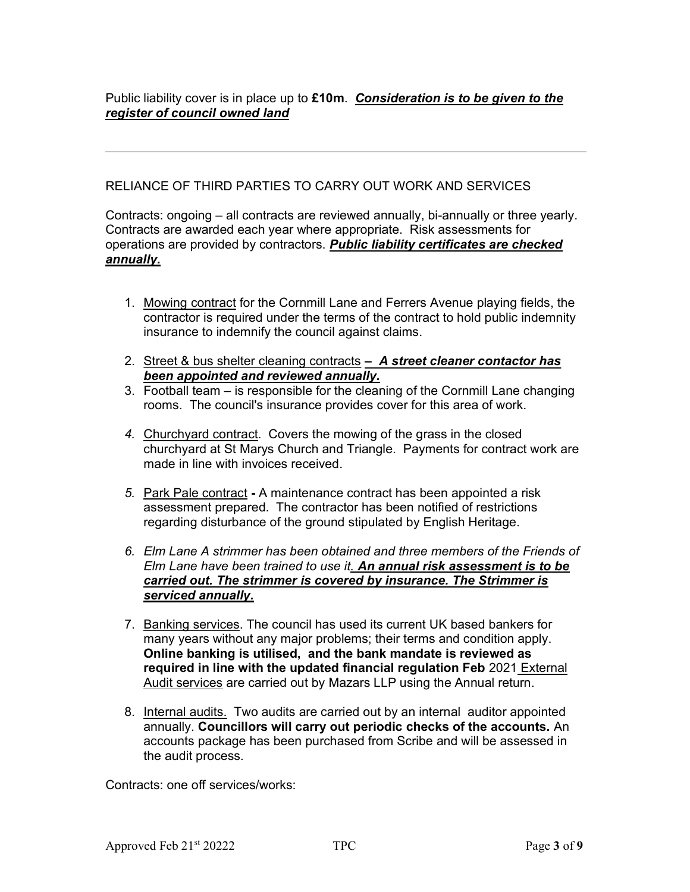Public liability cover is in place up to **£10m**. ***Consideration is to be given to the register of council owned land***

---

RELIANCE OF THIRD PARTIES TO CARRY OUT WORK AND SERVICES

Contracts: ongoing – all contracts are reviewed annually, bi-annually or three yearly. Contracts are awarded each year where appropriate. Risk assessments for operations are provided by contractors. ***Public liability certificates are checked annually.***

1. Mowing contract for the Cornmill Lane and Ferrers Avenue playing fields, the contractor is required under the terms of the contract to hold public indemnity insurance to indemnify the council against claims.
2. Street & bus shelter cleaning contracts **–** ***A street cleaner contactor has been appointed and reviewed annually.***
3. Football team – is responsible for the cleaning of the Cornmill Lane changing rooms. The council's insurance provides cover for this area of work.
4. Churchyard contract. Covers the mowing of the grass in the closed churchyard at St Marys Church and Triangle. Payments for contract work are made in line with invoices received.
5. Park Pale contract **-** A maintenance contract has been appointed a risk assessment prepared. The contractor has been notified of restrictions regarding disturbance of the ground stipulated by English Heritage.
6. *Elm Lane A strimmer has been obtained and three members of the Friends of Elm Lane have been trained to use it.* ***An annual risk assessment is to be carried out. The strimmer is covered by insurance. The Strimmer is serviced annually.***
7. Banking services. The council has used its current UK based bankers for many years without any major problems; their terms and condition apply. **Online banking is utilised, and the bank mandate is reviewed as required in line with the updated financial regulation Feb** 2021 External Audit services are carried out by Mazars LLP using the Annual return.
8. Internal audits. Two audits are carried out by an internal auditor appointed annually. **Councillors will carry out periodic checks of the accounts.** An accounts package has been purchased from Scribe and will be assessed in the audit process.

Contracts: one off services/works: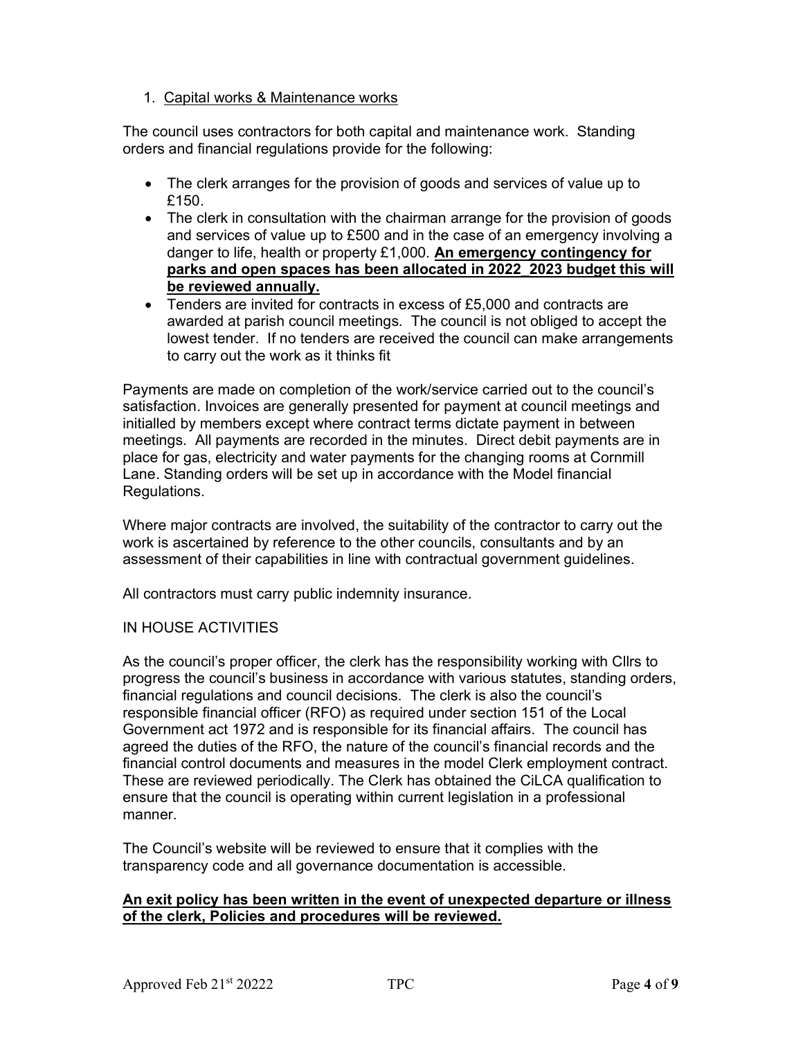1. <u>Capital works & Maintenance works</u>

The council uses contractors for both capital and maintenance work. Standing orders and financial regulations provide for the following:

- The clerk arranges for the provision of goods and services of value up to £150.
- The clerk in consultation with the chairman arrange for the provision of goods and services of value up to £500 and in the case of an emergency involving a danger to life, health or property £1,000. **<u>An emergency contingency for parks and open spaces has been allocated in 2022_2023 budget this will be reviewed annually.</u>**
- Tenders are invited for contracts in excess of £5,000 and contracts are awarded at parish council meetings. The council is not obliged to accept the lowest tender. If no tenders are received the council can make arrangements to carry out the work as it thinks fit

Payments are made on completion of the work/service carried out to the council's satisfaction. Invoices are generally presented for payment at council meetings and initialled by members except where contract terms dictate payment in between meetings. All payments are recorded in the minutes. Direct debit payments are in place for gas, electricity and water payments for the changing rooms at Cornmill Lane. Standing orders will be set up in accordance with the Model financial Regulations.

Where major contracts are involved, the suitability of the contractor to carry out the work is ascertained by reference to the other councils, consultants and by an assessment of their capabilities in line with contractual government guidelines.

All contractors must carry public indemnity insurance.

IN HOUSE ACTIVITIES

As the council's proper officer, the clerk has the responsibility working with Cllrs to progress the council's business in accordance with various statutes, standing orders, financial regulations and council decisions. The clerk is also the council's responsible financial officer (RFO) as required under section 151 of the Local Government act 1972 and is responsible for its financial affairs. The council has agreed the duties of the RFO, the nature of the council's financial records and the financial control documents and measures in the model Clerk employment contract. These are reviewed periodically. The Clerk has obtained the CiLCA qualification to ensure that the council is operating within current legislation in a professional manner.

The Council's website will be reviewed to ensure that it complies with the transparency code and all governance documentation is accessible.

**<u>An exit policy has been written in the event of unexpected departure or illness of the clerk, Policies and procedures will be reviewed.</u>**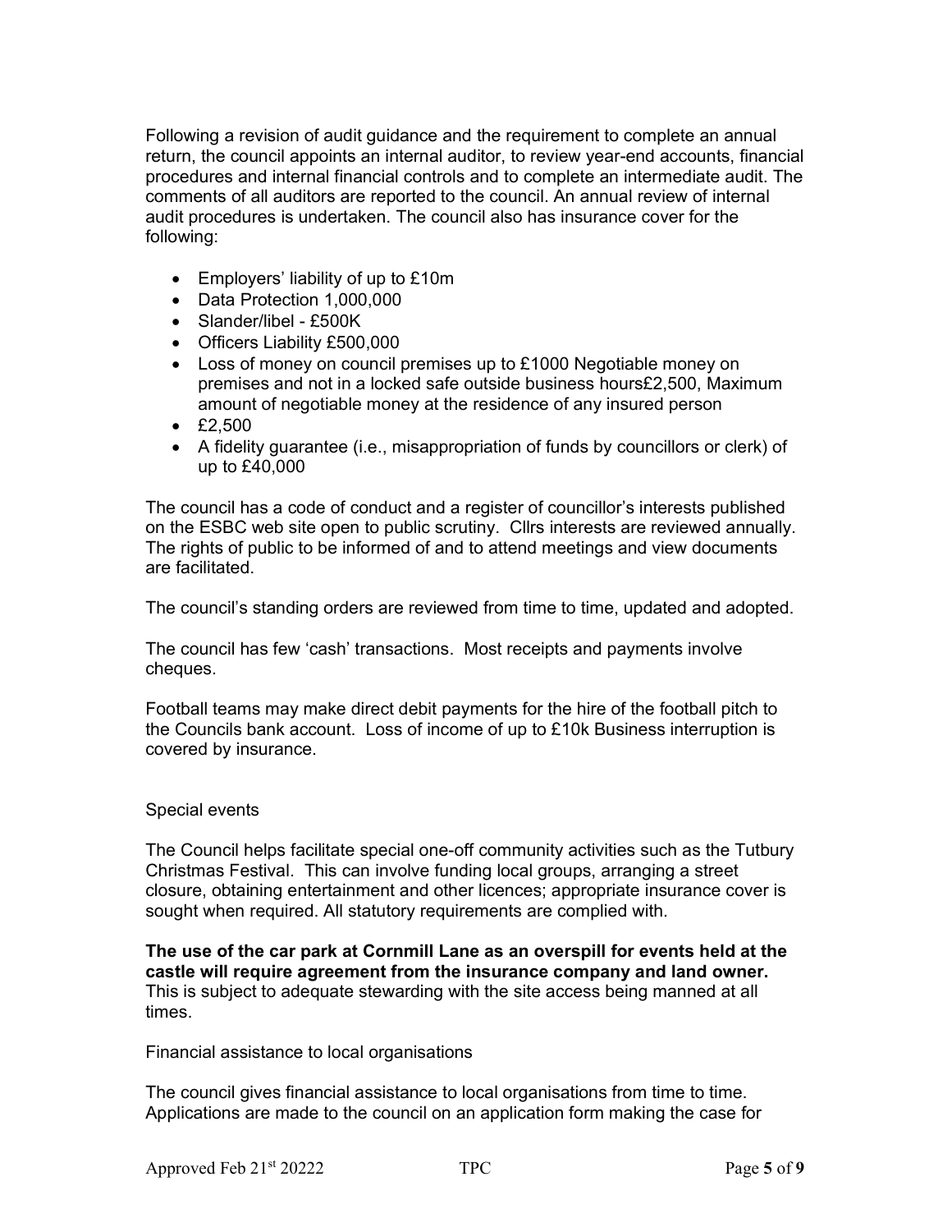Following a revision of audit guidance and the requirement to complete an annual return, the council appoints an internal auditor, to review year-end accounts, financial procedures and internal financial controls and to complete an intermediate audit. The comments of all auditors are reported to the council. An annual review of internal audit procedures is undertaken. The council also has insurance cover for the following:

- Employers' liability of up to £10m
- Data Protection 1,000,000
- Slander/libel - £500K
- Officers Liability £500,000
- Loss of money on council premises up to £1000 Negotiable money on premises and not in a locked safe outside business hours£2,500, Maximum amount of negotiable money at the residence of any insured person
- £2,500
- A fidelity guarantee (i.e., misappropriation of funds by councillors or clerk) of up to £40,000

The council has a code of conduct and a register of councillor's interests published on the ESBC web site open to public scrutiny. Cllrs interests are reviewed annually. The rights of public to be informed of and to attend meetings and view documents are facilitated.

The council's standing orders are reviewed from time to time, updated and adopted.

The council has few 'cash' transactions. Most receipts and payments involve cheques.

Football teams may make direct debit payments for the hire of the football pitch to the Councils bank account. Loss of income of up to £10k Business interruption is covered by insurance.

Special events

The Council helps facilitate special one-off community activities such as the Tutbury Christmas Festival. This can involve funding local groups, arranging a street closure, obtaining entertainment and other licences; appropriate insurance cover is sought when required. All statutory requirements are complied with.

**The use of the car park at Cornmill Lane as an overspill for events held at the castle will require agreement from the insurance company and land owner.** This is subject to adequate stewarding with the site access being manned at all times.

Financial assistance to local organisations

The council gives financial assistance to local organisations from time to time. Applications are made to the council on an application form making the case for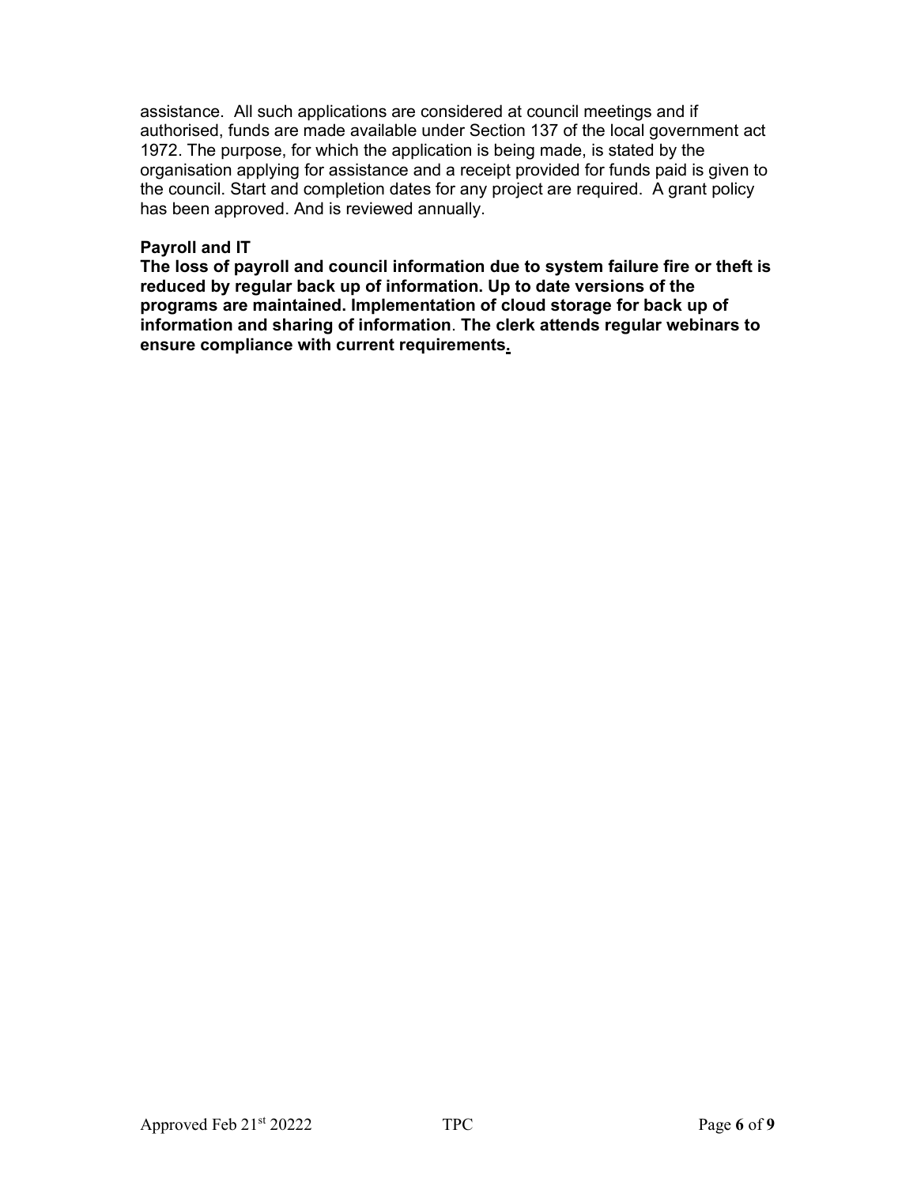assistance. All such applications are considered at council meetings and if authorised, funds are made available under Section 137 of the local government act 1972. The purpose, for which the application is being made, is stated by the organisation applying for assistance and a receipt provided for funds paid is given to the council. Start and completion dates for any project are required. A grant policy has been approved. And is reviewed annually.

**Payroll and IT**

**The loss of payroll and council information due to system failure fire or theft is reduced by regular back up of information. Up to date versions of the programs are maintained. Implementation of cloud storage for back up of information and sharing of information. The clerk attends regular webinars to ensure compliance with current requirements.**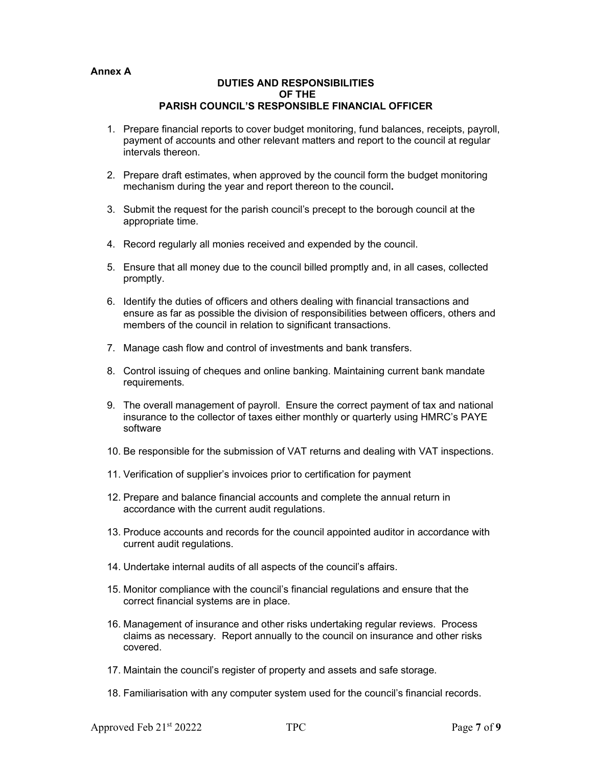**Annex A**

## DUTIES AND RESPONSIBILITIES OF THE PARISH COUNCIL'S RESPONSIBLE FINANCIAL OFFICER

1. Prepare financial reports to cover budget monitoring, fund balances, receipts, payroll, payment of accounts and other relevant matters and report to the council at regular intervals thereon.

2. Prepare draft estimates, when approved by the council form the budget monitoring mechanism during the year and report thereon to the council**.**

3. Submit the request for the parish council's precept to the borough council at the appropriate time.

4. Record regularly all monies received and expended by the council.

5. Ensure that all money due to the council billed promptly and, in all cases, collected promptly.

6. Identify the duties of officers and others dealing with financial transactions and ensure as far as possible the division of responsibilities between officers, others and members of the council in relation to significant transactions.

7. Manage cash flow and control of investments and bank transfers.

8. Control issuing of cheques and online banking. Maintaining current bank mandate requirements.

9. The overall management of payroll. Ensure the correct payment of tax and national insurance to the collector of taxes either monthly or quarterly using HMRC's PAYE software

10. Be responsible for the submission of VAT returns and dealing with VAT inspections.

11. Verification of supplier's invoices prior to certification for payment

12. Prepare and balance financial accounts and complete the annual return in accordance with the current audit regulations.

13. Produce accounts and records for the council appointed auditor in accordance with current audit regulations.

14. Undertake internal audits of all aspects of the council's affairs.

15. Monitor compliance with the council's financial regulations and ensure that the correct financial systems are in place.

16. Management of insurance and other risks undertaking regular reviews. Process claims as necessary. Report annually to the council on insurance and other risks covered.

17. Maintain the council's register of property and assets and safe storage.

18. Familiarisation with any computer system used for the council's financial records.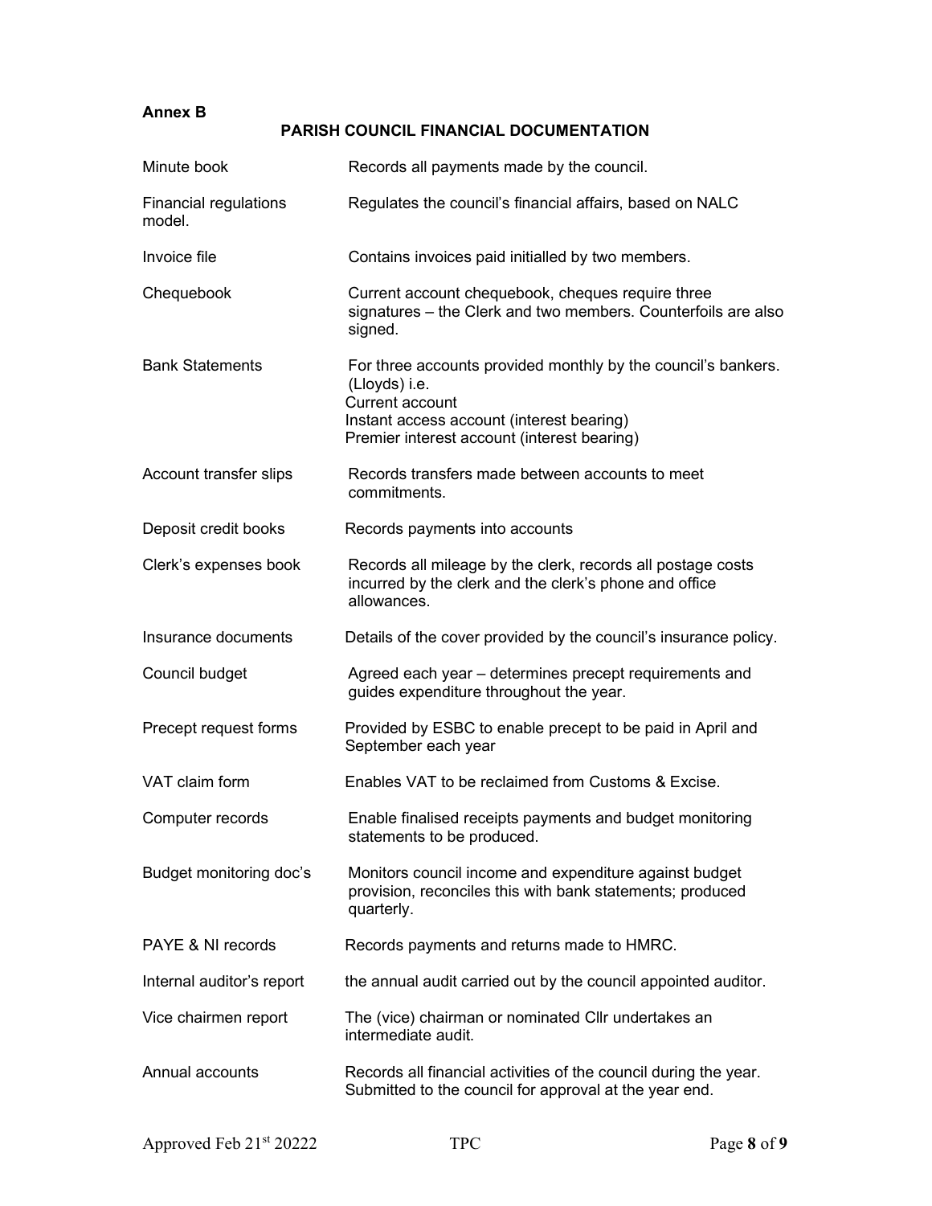**Annex B**

## PARISH COUNCIL FINANCIAL DOCUMENTATION

| | |
|---|---|
| Minute book | Records all payments made by the council. |
| Financial regulations model. | Regulates the council's financial affairs, based on NALC |
| Invoice file | Contains invoices paid initialled by two members. |
| Chequebook | Current account chequebook, cheques require three signatures – the Clerk and two members. Counterfoils are also signed. |
| Bank Statements | For three accounts provided monthly by the council's bankers. (Lloyds) i.e.<br>Current account<br>Instant access account (interest bearing)<br>Premier interest account (interest bearing) |
| Account transfer slips | Records transfers made between accounts to meet commitments. |
| Deposit credit books | Records payments into accounts |
| Clerk's expenses book | Records all mileage by the clerk, records all postage costs incurred by the clerk and the clerk's phone and office allowances. |
| Insurance documents | Details of the cover provided by the council's insurance policy. |
| Council budget | Agreed each year – determines precept requirements and guides expenditure throughout the year. |
| Precept request forms | Provided by ESBC to enable precept to be paid in April and September each year |
| VAT claim form | Enables VAT to be reclaimed from Customs & Excise. |
| Computer records | Enable finalised receipts payments and budget monitoring statements to be produced. |
| Budget monitoring doc's | Monitors council income and expenditure against budget provision, reconciles this with bank statements; produced quarterly. |
| PAYE & NI records | Records payments and returns made to HMRC. |
| Internal auditor's report | the annual audit carried out by the council appointed auditor. |
| Vice chairmen report | The (vice) chairman or nominated Cllr undertakes an intermediate audit. |
| Annual accounts | Records all financial activities of the council during the year. Submitted to the council for approval at the year end. |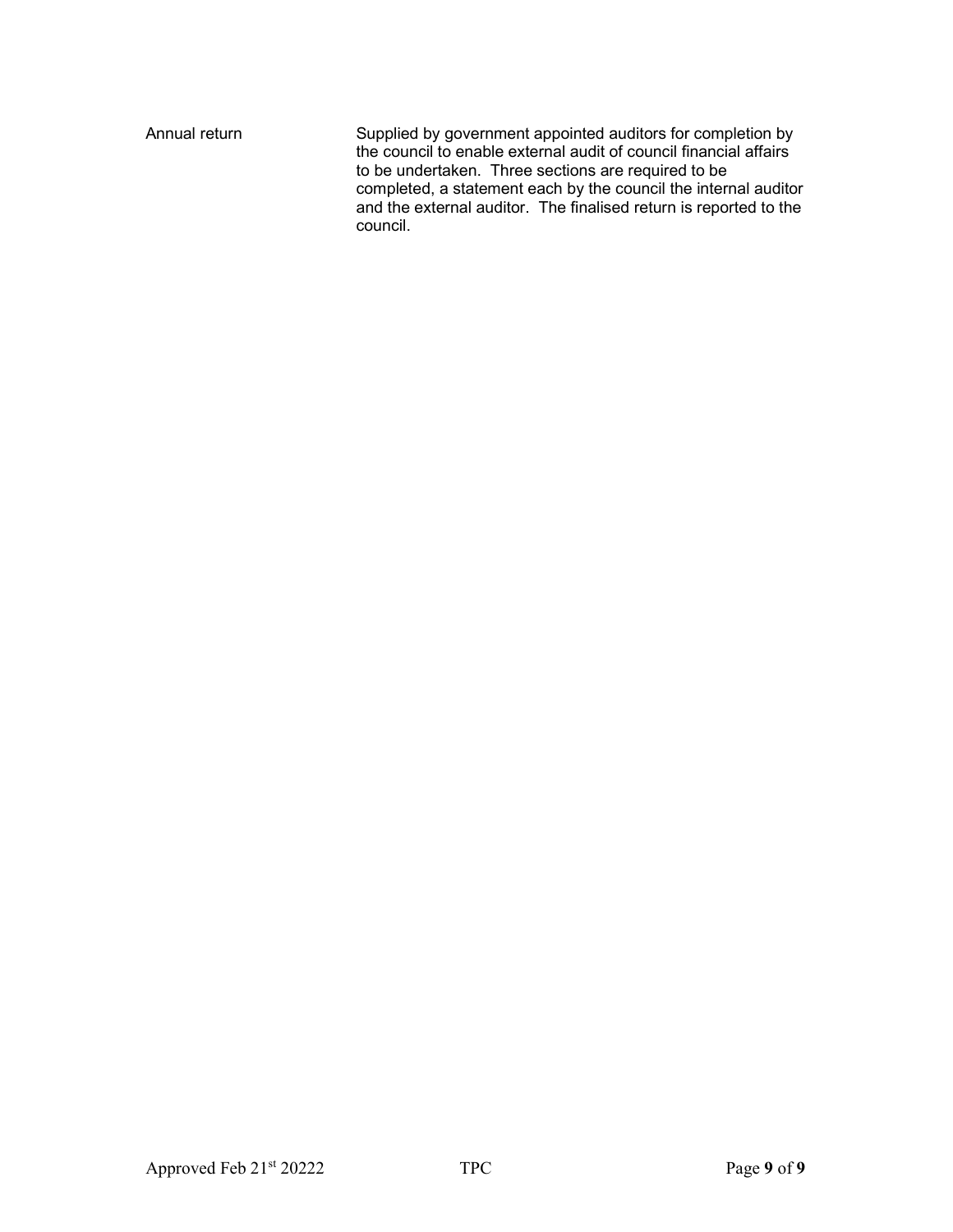| | |
|---|---|
| Annual return | Supplied by government appointed auditors for completion by the council to enable external audit of council financial affairs to be undertaken. Three sections are required to be completed, a statement each by the council the internal auditor and the external auditor. The finalised return is reported to the council. |